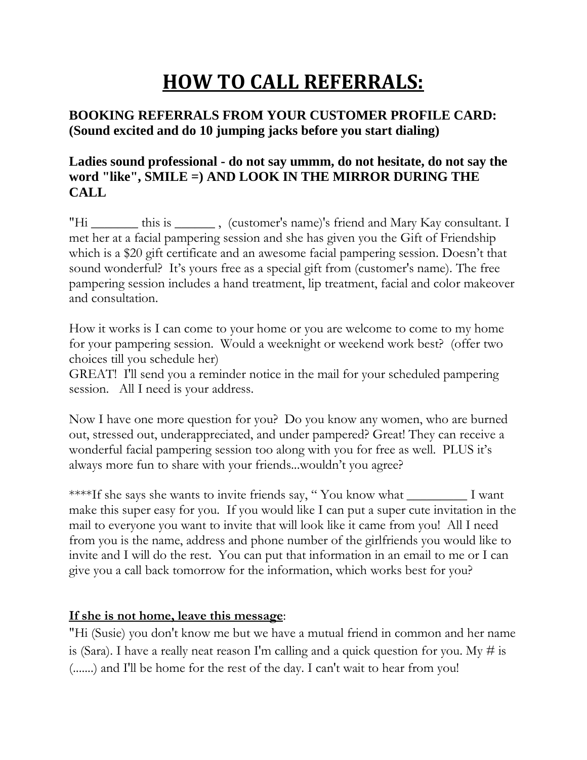# HOW TO CALL REFERRALS:

### BOOKING REFERRALS FROM YOUR CUSTOMER PROFILE CARD: (Sound excited and do 10 jumping jacks before you start dialing)

### Ladies sound professional - do not say ummm, do not hesitate, do not say the word "like", SMILE =) AND LOOK IN THE MIRROR DURING THE CALL

"Hi _______ this is ______ , (customer's name)'s friend and Mary Kay consultant. I met her at a facial pampering session and she has given you the Gift of Friendship which is a $20 gift certificate and an awesome facial pampering session. Doesn't that sound wonderful? It's yours free as a special gift from (customer's name). The free pampering session includes a hand treatment, lip treatment, facial and color makeover and consultation.

How it works is I can come to your home or you are welcome to come to my home for your pampering session. Would a weeknight or weekend work best? (offer two choices till you schedule her)
GREAT! I'll send you a reminder notice in the mail for your scheduled pampering session. All I need is your address.

Now I have one more question for you? Do you know any women, who are burned out, stressed out, underappreciated, and under pampered? Great! They can receive a wonderful facial pampering session too along with you for free as well. PLUS it's always more fun to share with your friends...wouldn't you agree?

****If she says she wants to invite friends say, " You know what _________ I want make this super easy for you. If you would like I can put a super cute invitation in the mail to everyone you want to invite that will look like it came from you! All I need from you is the name, address and phone number of the girlfriends you would like to invite and I will do the rest. You can put that information in an email to me or I can give you a call back tomorrow for the information, which works best for you?

**<u>If she is not home, leave this message</u>**:

"Hi (Susie) you don't know me but we have a mutual friend in common and her name is (Sara). I have a really neat reason I'm calling and a quick question for you. My # is (.......) and I'll be home for the rest of the day. I can't wait to hear from you!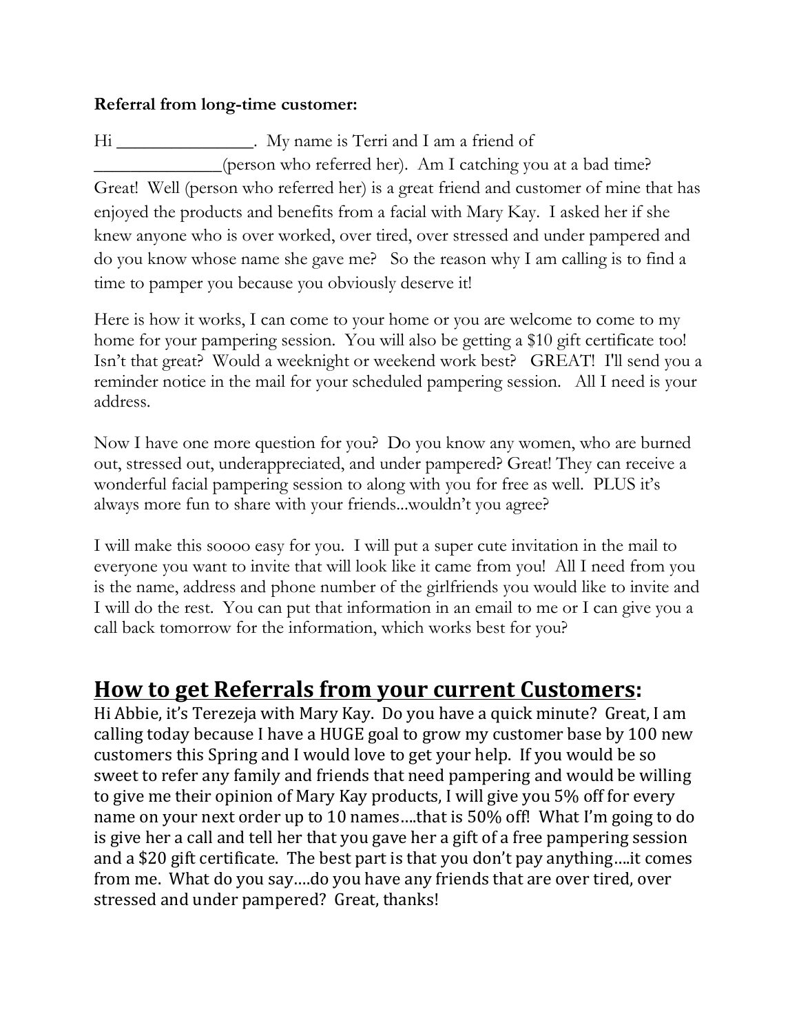**Referral from long-time customer:**

Hi ________________. My name is Terri and I am a friend of ______________(person who referred her). Am I catching you at a bad time? Great! Well (person who referred her) is a great friend and customer of mine that has enjoyed the products and benefits from a facial with Mary Kay. I asked her if she knew anyone who is over worked, over tired, over stressed and under pampered and do you know whose name she gave me? So the reason why I am calling is to find a time to pamper you because you obviously deserve it!

Here is how it works, I can come to your home or you are welcome to come to my home for your pampering session. You will also be getting a $10 gift certificate too! Isn't that great? Would a weeknight or weekend work best? GREAT! I'll send you a reminder notice in the mail for your scheduled pampering session. All I need is your address.

Now I have one more question for you? Do you know any women, who are burned out, stressed out, underappreciated, and under pampered? Great! They can receive a wonderful facial pampering session to along with you for free as well. PLUS it's always more fun to share with your friends...wouldn't you agree?

I will make this soooo easy for you. I will put a super cute invitation in the mail to everyone you want to invite that will look like it came from you! All I need from you is the name, address and phone number of the girlfriends you would like to invite and I will do the rest. You can put that information in an email to me or I can give you a call back tomorrow for the information, which works best for you?

## <u>How to get Referrals from your current Customers</u>:

Hi Abbie, it's Terezeja with Mary Kay. Do you have a quick minute? Great, I am calling today because I have a HUGE goal to grow my customer base by 100 new customers this Spring and I would love to get your help. If you would be so sweet to refer any family and friends that need pampering and would be willing to give me their opinion of Mary Kay products, I will give you 5% off for every name on your next order up to 10 names….that is 50% off! What I'm going to do is give her a call and tell her that you gave her a gift of a free pampering session and a $20 gift certificate. The best part is that you don't pay anything….it comes from me. What do you say….do you have any friends that are over tired, over stressed and under pampered? Great, thanks!